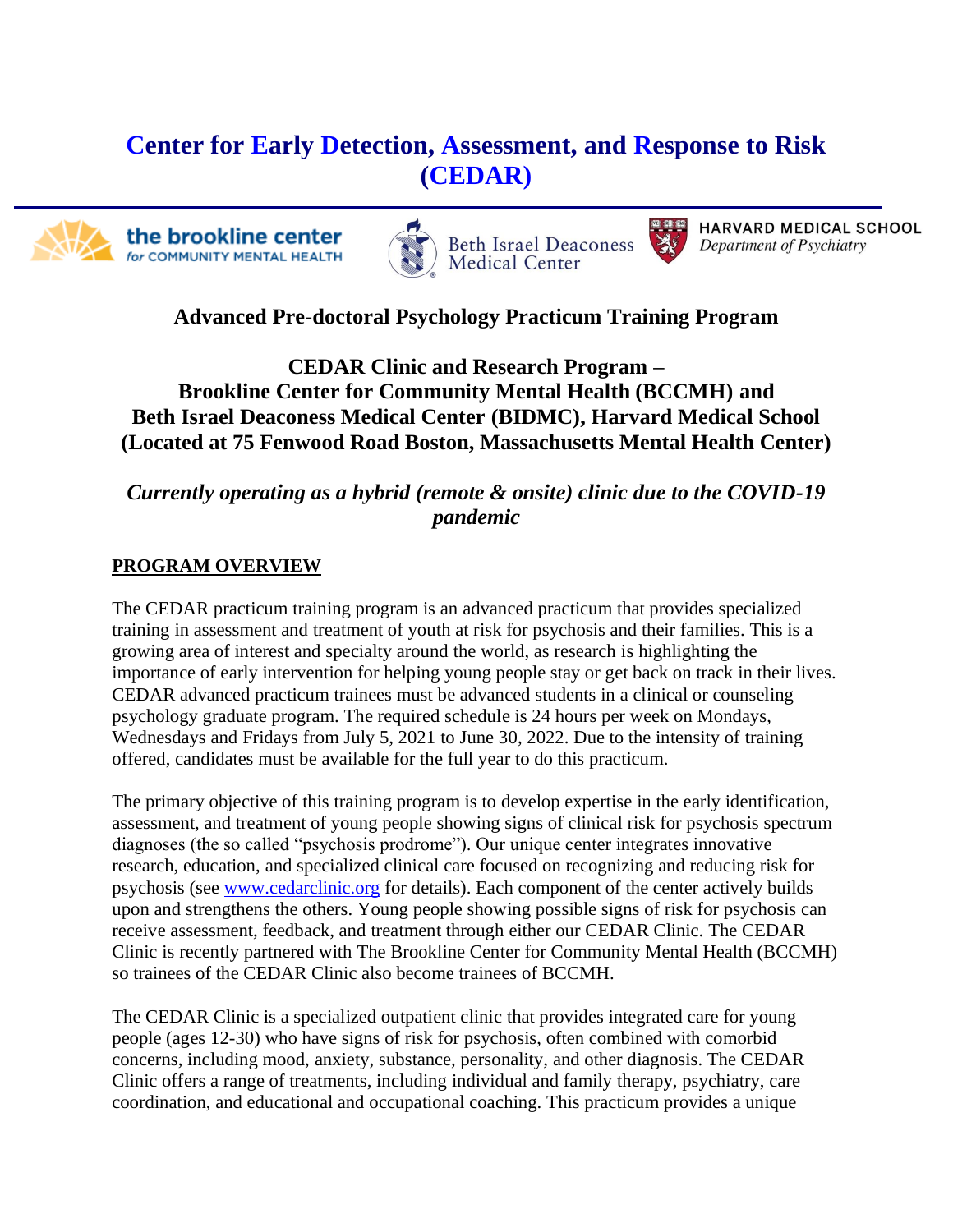# Center for Early Detection, Assessment, and Response to Risk (CEDAR)

the brookline center *for* COMMUNITY MENTAL HEALTH

Beth Israel Deaconess Medical Center

HARVARD MEDICAL SCHOOL *Department of Psychiatry*

## Advanced Pre-doctoral Psychology Practicum Training Program

**CEDAR Clinic and Research Program –**
**Brookline Center for Community Mental Health (BCCMH) and**
**Beth Israel Deaconess Medical Center (BIDMC), Harvard Medical School**
**(Located at 75 Fenwood Road Boston, Massachusetts Mental Health Center)**

***Currently operating as a hybrid (remote & onsite) clinic due to the COVID-19 pandemic***

### PROGRAM OVERVIEW

The CEDAR practicum training program is an advanced practicum that provides specialized training in assessment and treatment of youth at risk for psychosis and their families. This is a growing area of interest and specialty around the world, as research is highlighting the importance of early intervention for helping young people stay or get back on track in their lives. CEDAR advanced practicum trainees must be advanced students in a clinical or counseling psychology graduate program. The required schedule is 24 hours per week on Mondays, Wednesdays and Fridays from July 5, 2021 to June 30, 2022. Due to the intensity of training offered, candidates must be available for the full year to do this practicum.

The primary objective of this training program is to develop expertise in the early identification, assessment, and treatment of young people showing signs of clinical risk for psychosis spectrum diagnoses (the so called "psychosis prodrome"). Our unique center integrates innovative research, education, and specialized clinical care focused on recognizing and reducing risk for psychosis (see [www.cedarclinic.org](http://www.cedarclinic.org) for details). Each component of the center actively builds upon and strengthens the others. Young people showing possible signs of risk for psychosis can receive assessment, feedback, and treatment through either our CEDAR Clinic. The CEDAR Clinic is recently partnered with The Brookline Center for Community Mental Health (BCCMH) so trainees of the CEDAR Clinic also become trainees of BCCMH.

The CEDAR Clinic is a specialized outpatient clinic that provides integrated care for young people (ages 12-30) who have signs of risk for psychosis, often combined with comorbid concerns, including mood, anxiety, substance, personality, and other diagnosis. The CEDAR Clinic offers a range of treatments, including individual and family therapy, psychiatry, care coordination, and educational and occupational coaching. This practicum provides a unique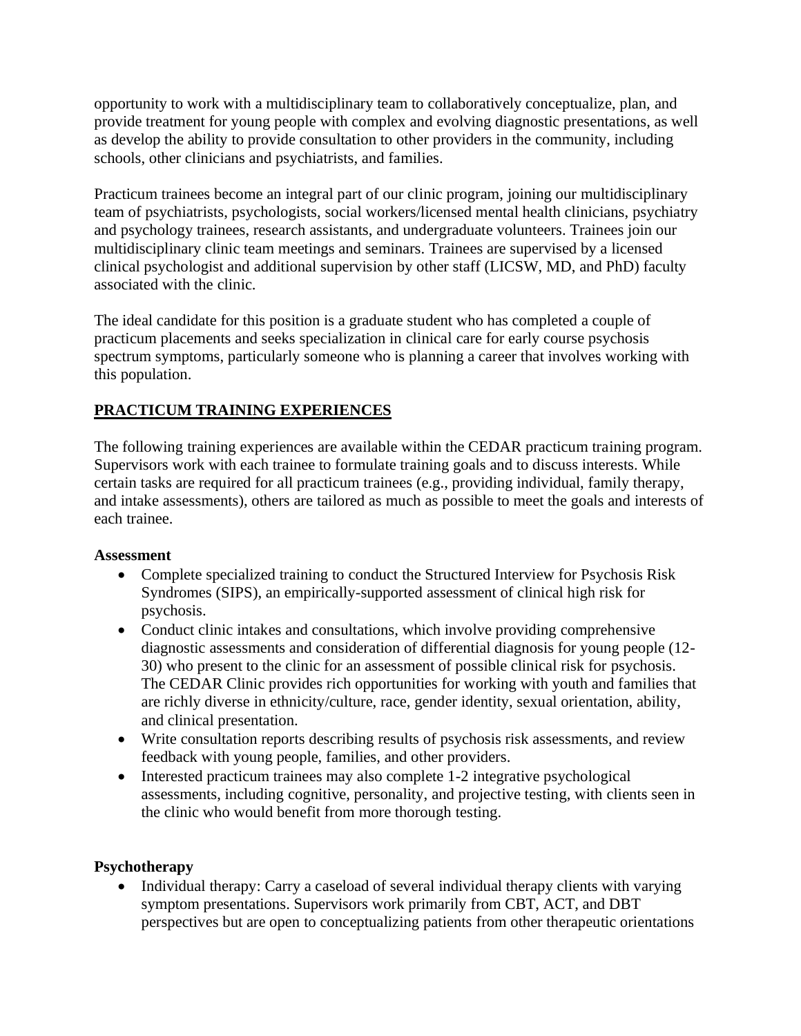opportunity to work with a multidisciplinary team to collaboratively conceptualize, plan, and provide treatment for young people with complex and evolving diagnostic presentations, as well as develop the ability to provide consultation to other providers in the community, including schools, other clinicians and psychiatrists, and families.

Practicum trainees become an integral part of our clinic program, joining our multidisciplinary team of psychiatrists, psychologists, social workers/licensed mental health clinicians, psychiatry and psychology trainees, research assistants, and undergraduate volunteers. Trainees join our multidisciplinary clinic team meetings and seminars. Trainees are supervised by a licensed clinical psychologist and additional supervision by other staff (LICSW, MD, and PhD) faculty associated with the clinic.

The ideal candidate for this position is a graduate student who has completed a couple of practicum placements and seeks specialization in clinical care for early course psychosis spectrum symptoms, particularly someone who is planning a career that involves working with this population.

## PRACTICUM TRAINING EXPERIENCES

The following training experiences are available within the CEDAR practicum training program. Supervisors work with each trainee to formulate training goals and to discuss interests. While certain tasks are required for all practicum trainees (e.g., providing individual, family therapy, and intake assessments), others are tailored as much as possible to meet the goals and interests of each trainee.

### Assessment

- Complete specialized training to conduct the Structured Interview for Psychosis Risk Syndromes (SIPS), an empirically-supported assessment of clinical high risk for psychosis.
- Conduct clinic intakes and consultations, which involve providing comprehensive diagnostic assessments and consideration of differential diagnosis for young people (12-30) who present to the clinic for an assessment of possible clinical risk for psychosis. The CEDAR Clinic provides rich opportunities for working with youth and families that are richly diverse in ethnicity/culture, race, gender identity, sexual orientation, ability, and clinical presentation.
- Write consultation reports describing results of psychosis risk assessments, and review feedback with young people, families, and other providers.
- Interested practicum trainees may also complete 1-2 integrative psychological assessments, including cognitive, personality, and projective testing, with clients seen in the clinic who would benefit from more thorough testing.

### Psychotherapy

- Individual therapy: Carry a caseload of several individual therapy clients with varying symptom presentations. Supervisors work primarily from CBT, ACT, and DBT perspectives but are open to conceptualizing patients from other therapeutic orientations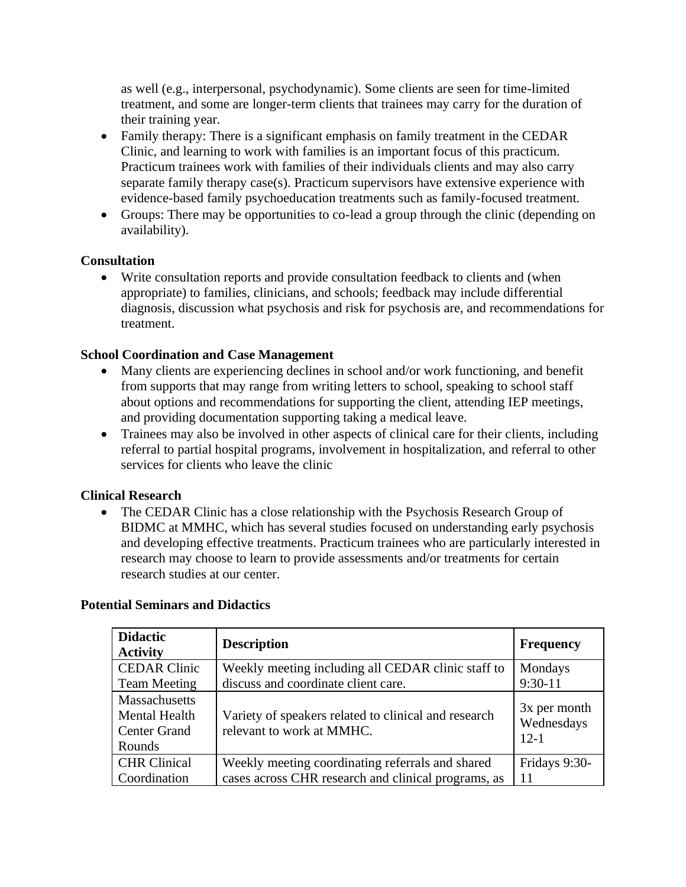as well (e.g., interpersonal, psychodynamic). Some clients are seen for time-limited treatment, and some are longer-term clients that trainees may carry for the duration of their training year.

- Family therapy: There is a significant emphasis on family treatment in the CEDAR Clinic, and learning to work with families is an important focus of this practicum. Practicum trainees work with families of their individuals clients and may also carry separate family therapy case(s). Practicum supervisors have extensive experience with evidence-based family psychoeducation treatments such as family-focused treatment.
- Groups: There may be opportunities to co-lead a group through the clinic (depending on availability).

**Consultation**

- Write consultation reports and provide consultation feedback to clients and (when appropriate) to families, clinicians, and schools; feedback may include differential diagnosis, discussion what psychosis and risk for psychosis are, and recommendations for treatment.

**School Coordination and Case Management**

- Many clients are experiencing declines in school and/or work functioning, and benefit from supports that may range from writing letters to school, speaking to school staff about options and recommendations for supporting the client, attending IEP meetings, and providing documentation supporting taking a medical leave.
- Trainees may also be involved in other aspects of clinical care for their clients, including referral to partial hospital programs, involvement in hospitalization, and referral to other services for clients who leave the clinic

**Clinical Research**

- The CEDAR Clinic has a close relationship with the Psychosis Research Group of BIDMC at MMHC, which has several studies focused on understanding early psychosis and developing effective treatments. Practicum trainees who are particularly interested in research may choose to learn to provide assessments and/or treatments for certain research studies at our center.

**Potential Seminars and Didactics**

| Didactic Activity | Description | Frequency |
|---|---|---|
| CEDAR Clinic Team Meeting | Weekly meeting including all CEDAR clinic staff to discuss and coordinate client care. | Mondays 9:30-11 |
| Massachusetts Mental Health Center Grand Rounds | Variety of speakers related to clinical and research relevant to work at MMHC. | 3x per month Wednesdays 12-1 |
| CHR Clinical Coordination | Weekly meeting coordinating referrals and shared cases across CHR research and clinical programs, as | Fridays 9:30-11 |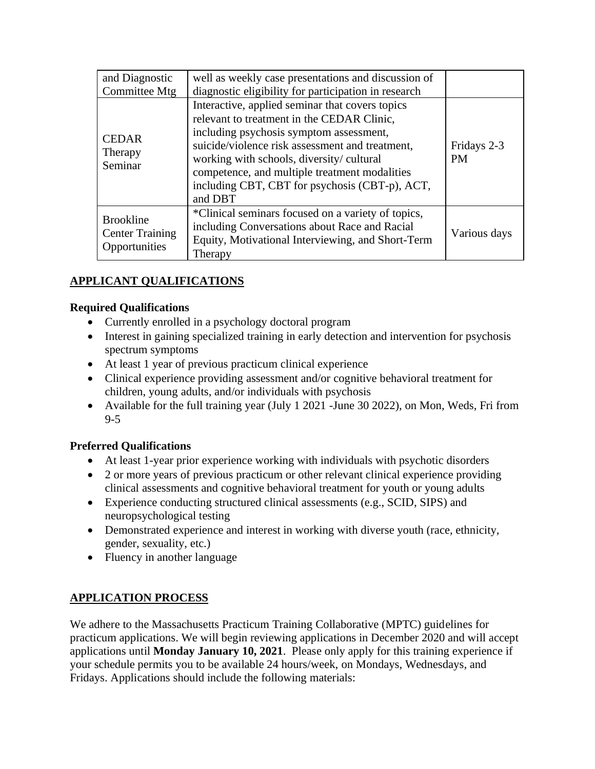| and Diagnostic Committee Mtg | well as weekly case presentations and discussion of diagnostic eligibility for participation in research | |
| --- | --- | --- |
| CEDAR Therapy Seminar | Interactive, applied seminar that covers topics relevant to treatment in the CEDAR Clinic, including psychosis symptom assessment, suicide/violence risk assessment and treatment, working with schools, diversity/ cultural competence, and multiple treatment modalities including CBT, CBT for psychosis (CBT-p), ACT, and DBT | Fridays 2-3 PM |
| Brookline Center Training Opportunities | *Clinical seminars focused on a variety of topics, including Conversations about Race and Racial Equity, Motivational Interviewing, and Short-Term Therapy | Various days |

## APPLICANT QUALIFICATIONS

### Required Qualifications

- Currently enrolled in a psychology doctoral program
- Interest in gaining specialized training in early detection and intervention for psychosis spectrum symptoms
- At least 1 year of previous practicum clinical experience
- Clinical experience providing assessment and/or cognitive behavioral treatment for children, young adults, and/or individuals with psychosis
- Available for the full training year (July 1 2021 -June 30 2022), on Mon, Weds, Fri from 9-5

### Preferred Qualifications

- At least 1-year prior experience working with individuals with psychotic disorders
- 2 or more years of previous practicum or other relevant clinical experience providing clinical assessments and cognitive behavioral treatment for youth or young adults
- Experience conducting structured clinical assessments (e.g., SCID, SIPS) and neuropsychological testing
- Demonstrated experience and interest in working with diverse youth (race, ethnicity, gender, sexuality, etc.)
- Fluency in another language

## APPLICATION PROCESS

We adhere to the Massachusetts Practicum Training Collaborative (MPTC) guidelines for practicum applications. We will begin reviewing applications in December 2020 and will accept applications until **Monday January 10, 2021**. Please only apply for this training experience if your schedule permits you to be available 24 hours/week, on Mondays, Wednesdays, and Fridays. Applications should include the following materials: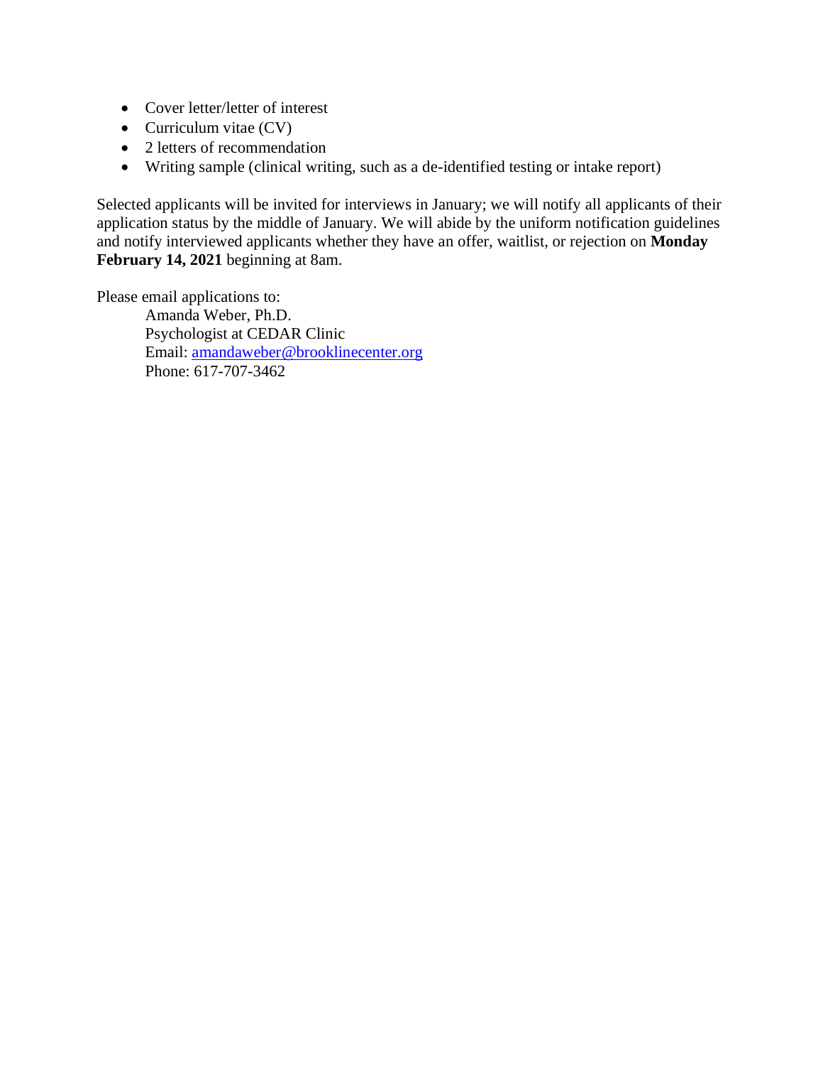- Cover letter/letter of interest
- Curriculum vitae (CV)
- 2 letters of recommendation
- Writing sample (clinical writing, such as a de-identified testing or intake report)

Selected applicants will be invited for interviews in January; we will notify all applicants of their application status by the middle of January. We will abide by the uniform notification guidelines and notify interviewed applicants whether they have an offer, waitlist, or rejection on **Monday February 14, 2021** beginning at 8am.

Please email applications to:

Amanda Weber, Ph.D.
Psychologist at CEDAR Clinic
Email: amandaweber@brooklinecenter.org
Phone: 617-707-3462